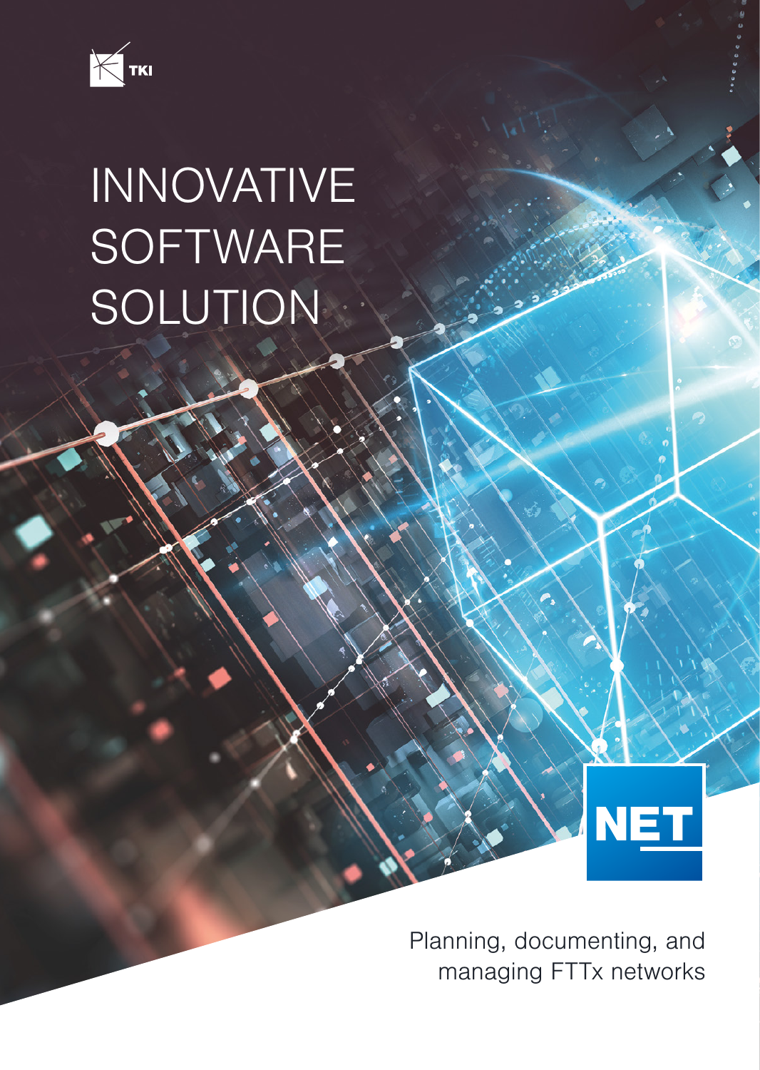TKI

# INNOVATIVE SOFTWARE SOLUTION

NET

Planning, documenting, and managing FTTx networks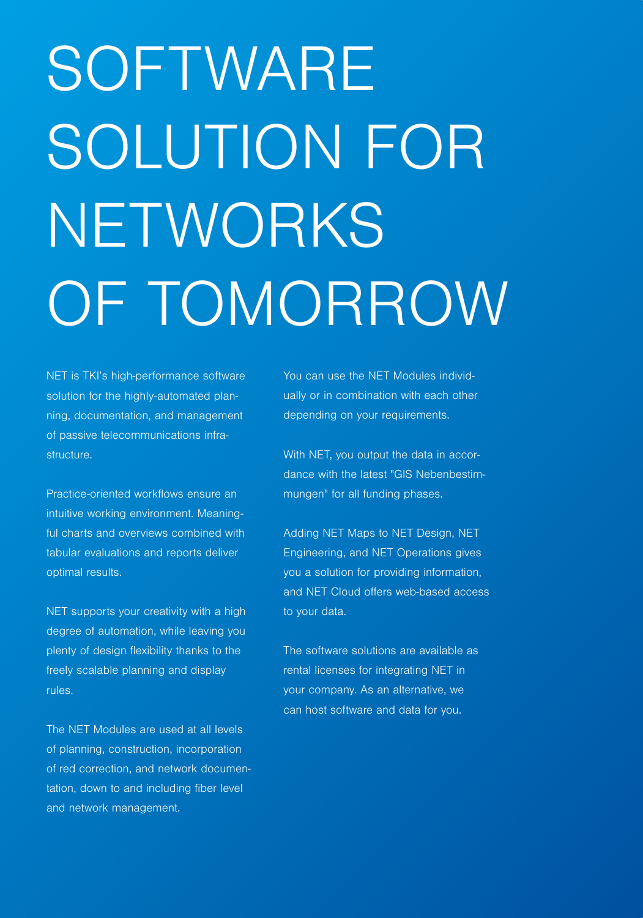# SOFTWARE SOLUTION FOR NETWORKS OF TOMORROW

NET is TKI's high-performance software solution for the highly-automated planning, documentation, and management of passive telecommunications infrastructure.

Practice-oriented workflows ensure an intuitive working environment. Meaningful charts and overviews combined with tabular evaluations and reports deliver optimal results.

NET supports your creativity with a high degree of automation, while leaving you plenty of design flexibility thanks to the freely scalable planning and display rules.

The NET Modules are used at all levels of planning, construction, incorporation of red correction, and network documentation, down to and including fiber level and network management.

You can use the NET Modules individually or in combination with each other depending on your requirements.

With NET, you output the data in accordance with the latest "GIS Nebenbestimmungen" for all funding phases.

Adding NET Maps to NET Design, NET Engineering, and NET Operations gives you a solution for providing information, and NET Cloud offers web-based access to your data.

The software solutions are available as rental licenses for integrating NET in your company. As an alternative, we can host software and data for you.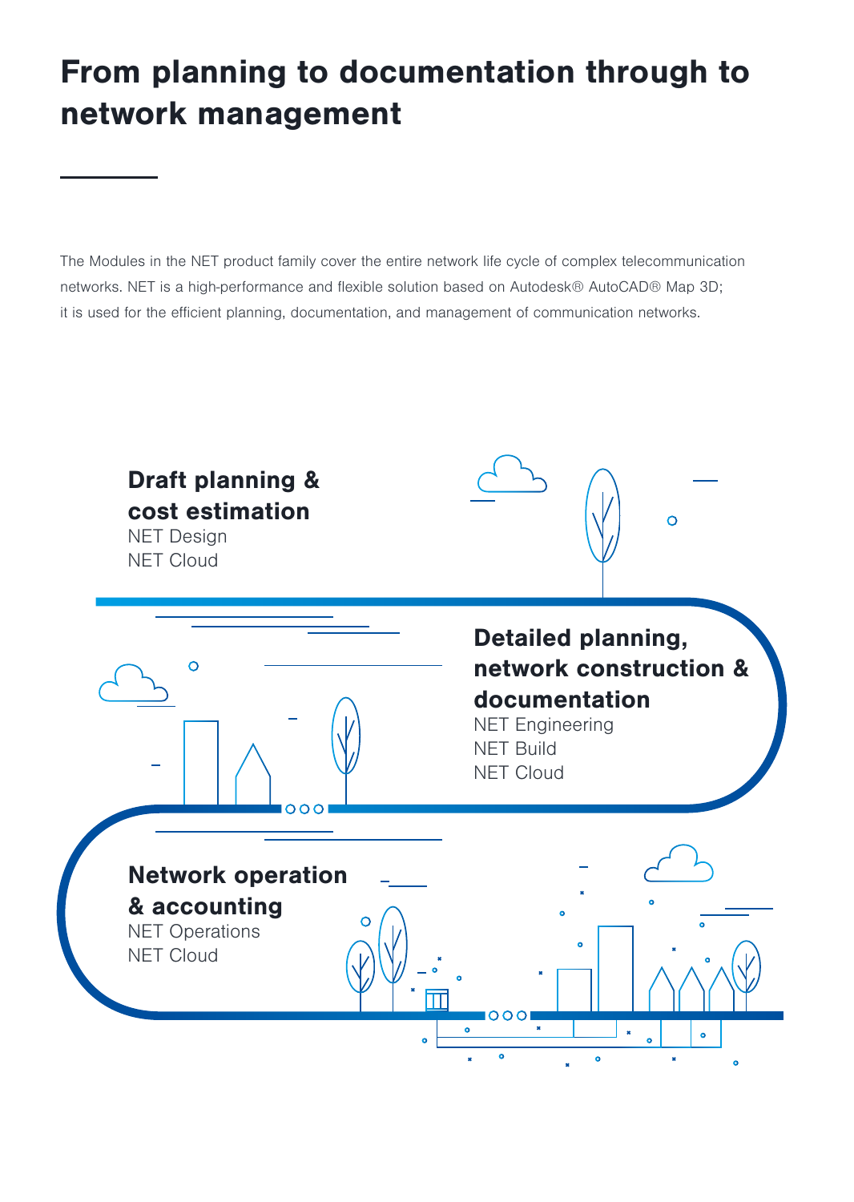# From planning to documentation through to network management

The Modules in the NET product family cover the entire network life cycle of complex telecommunication networks. NET is a high-performance and flexible solution based on Autodesk® AutoCAD® Map 3D; it is used for the efficient planning, documentation, and management of communication networks.

**Draft planning & cost estimation**
NET Design
NET Cloud

**Detailed planning, network construction & documentation**
NET Engineering
NET Build
NET Cloud

**Network operation & accounting**
NET Operations
NET Cloud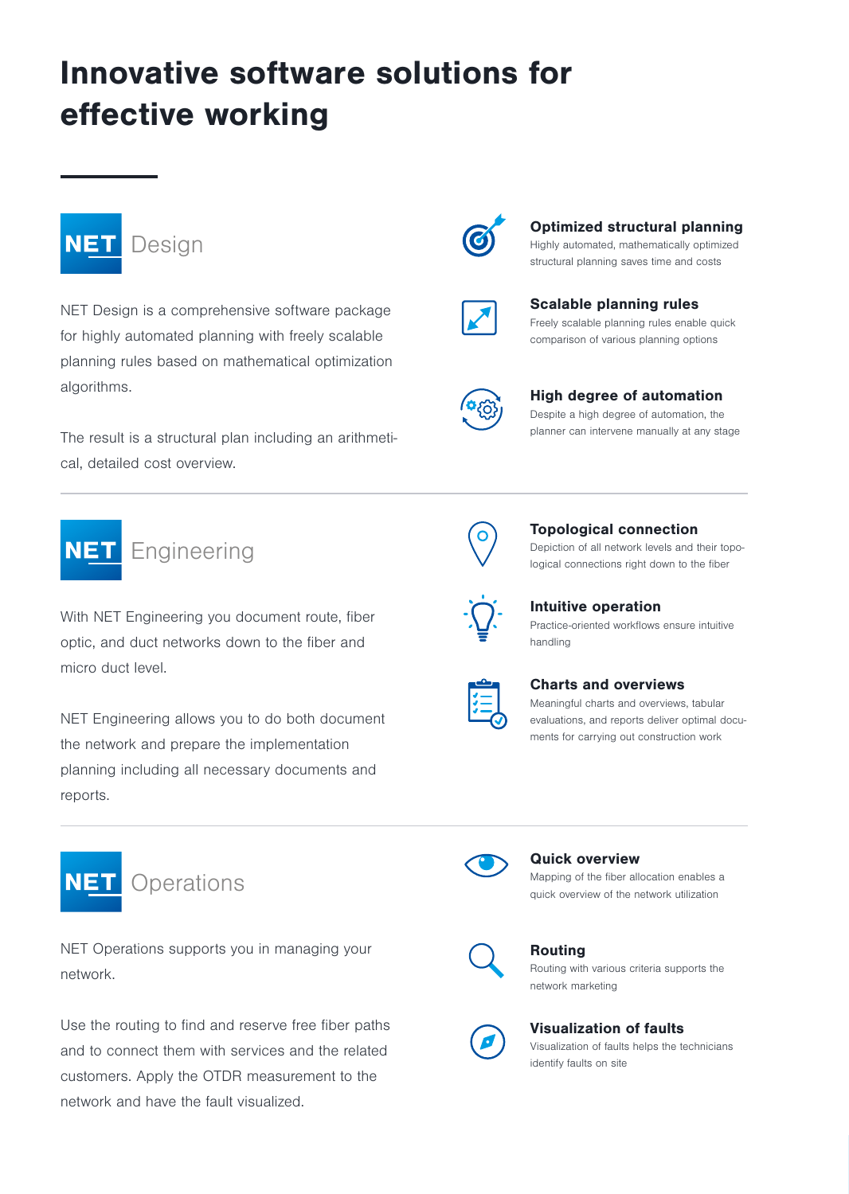# Innovative software solutions for effective working

## NET Design

NET Design is a comprehensive software package for highly automated planning with freely scalable planning rules based on mathematical optimization algorithms.

The result is a structural plan including an arithmetical, detailed cost overview.

**Optimized structural planning**
Highly automated, mathematically optimized structural planning saves time and costs

**Scalable planning rules**
Freely scalable planning rules enable quick comparison of various planning options

**High degree of automation**
Despite a high degree of automation, the planner can intervene manually at any stage

## NET Engineering

With NET Engineering you document route, fiber optic, and duct networks down to the fiber and micro duct level.

NET Engineering allows you to do both document the network and prepare the implementation planning including all necessary documents and reports.

**Topological connection**
Depiction of all network levels and their topological connections right down to the fiber

**Intuitive operation**
Practice-oriented workflows ensure intuitive handling

**Charts and overviews**
Meaningful charts and overviews, tabular evaluations, and reports deliver optimal documents for carrying out construction work

## NET Operations

NET Operations supports you in managing your network.

Use the routing to find and reserve free fiber paths and to connect them with services and the related customers. Apply the OTDR measurement to the network and have the fault visualized.

**Quick overview**
Mapping of the fiber allocation enables a quick overview of the network utilization

**Routing**
Routing with various criteria supports the network marketing

**Visualization of faults**
Visualization of faults helps the technicians identify faults on site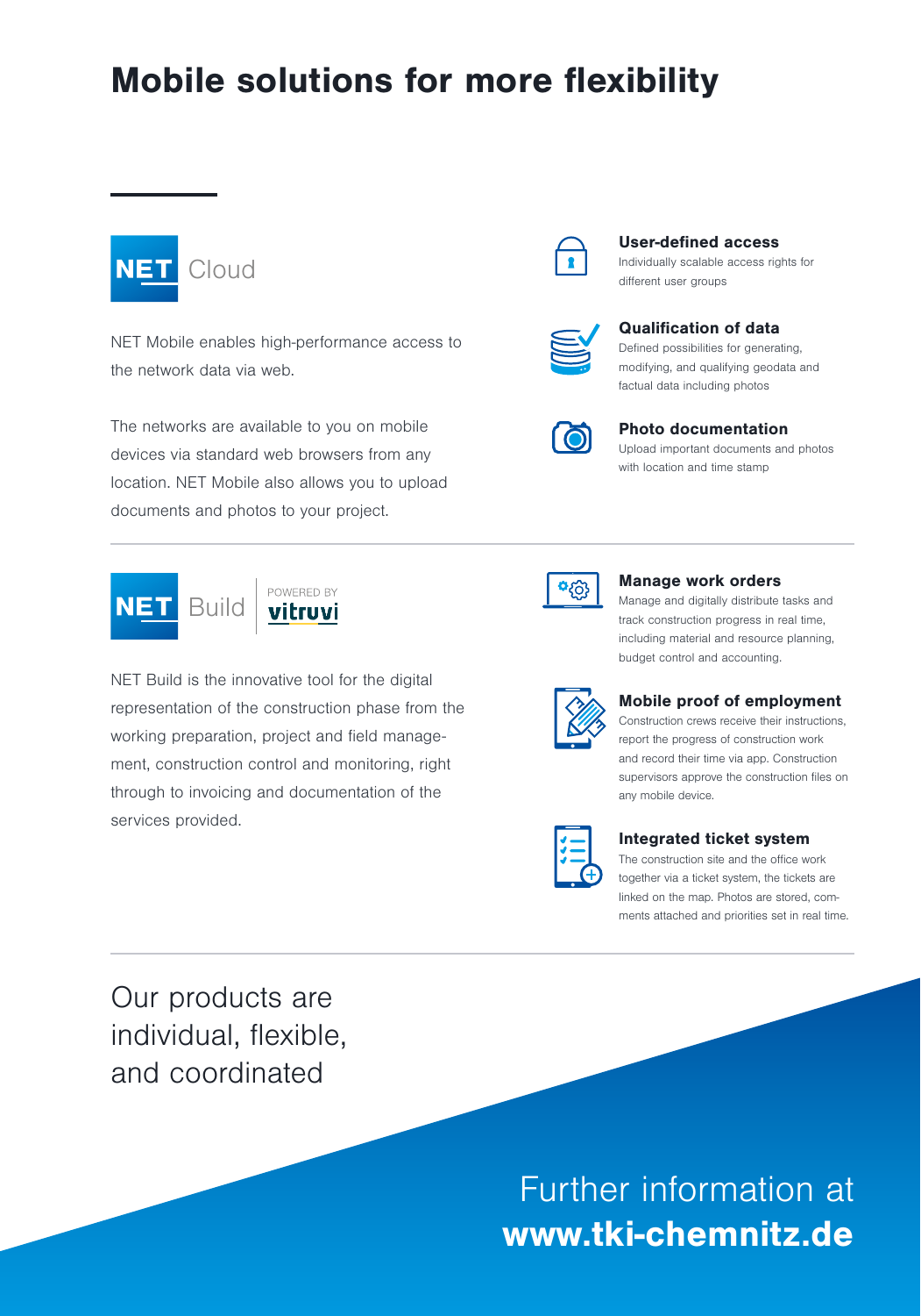# Mobile solutions for more flexibility

## NET Cloud

NET Mobile enables high-performance access to the network data via web.

The networks are available to you on mobile devices via standard web browsers from any location. NET Mobile also allows you to upload documents and photos to your project.

**User-defined access**
Individually scalable access rights for different user groups

**Qualification of data**
Defined possibilities for generating, modifying, and qualifying geodata and factual data including photos

**Photo documentation**
Upload important documents and photos with location and time stamp

## NET Build | POWERED BY vitruvi

NET Build is the innovative tool for the digital representation of the construction phase from the working preparation, project and field management, construction control and monitoring, right through to invoicing and documentation of the services provided.

**Manage work orders**
Manage and digitally distribute tasks and track construction progress in real time, including material and resource planning, budget control and accounting.

**Mobile proof of employment**
Construction crews receive their instructions, report the progress of construction work and record their time via app. Construction supervisors approve the construction files on any mobile device.

**Integrated ticket system**
The construction site and the office work together via a ticket system, the tickets are linked on the map. Photos are stored, comments attached and priorities set in real time.

Our products are individual, flexible, and coordinated

Further information at
**www.tki-chemnitz.de**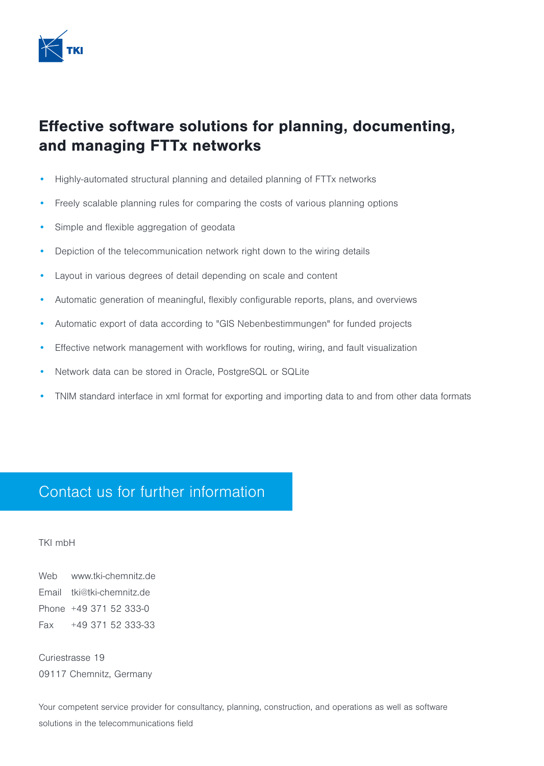TKI

## Effective software solutions for planning, documenting, and managing FTTx networks

- Highly-automated structural planning and detailed planning of FTTx networks
- Freely scalable planning rules for comparing the costs of various planning options
- Simple and flexible aggregation of geodata
- Depiction of the telecommunication network right down to the wiring details
- Layout in various degrees of detail depending on scale and content
- Automatic generation of meaningful, flexibly configurable reports, plans, and overviews
- Automatic export of data according to "GIS Nebenbestimmungen" for funded projects
- Effective network management with workflows for routing, wiring, and fault visualization
- Network data can be stored in Oracle, PostgreSQL or SQLite
- TNIM standard interface in xml format for exporting and importing data to and from other data formats

## Contact us for further information

TKI mbH

Web www.tki-chemnitz.de
Email tki@tki-chemnitz.de
Phone +49 371 52 333-0
Fax +49 371 52 333-33

Curiestrasse 19
09117 Chemnitz, Germany

Your competent service provider for consultancy, planning, construction, and operations as well as software solutions in the telecommunications field